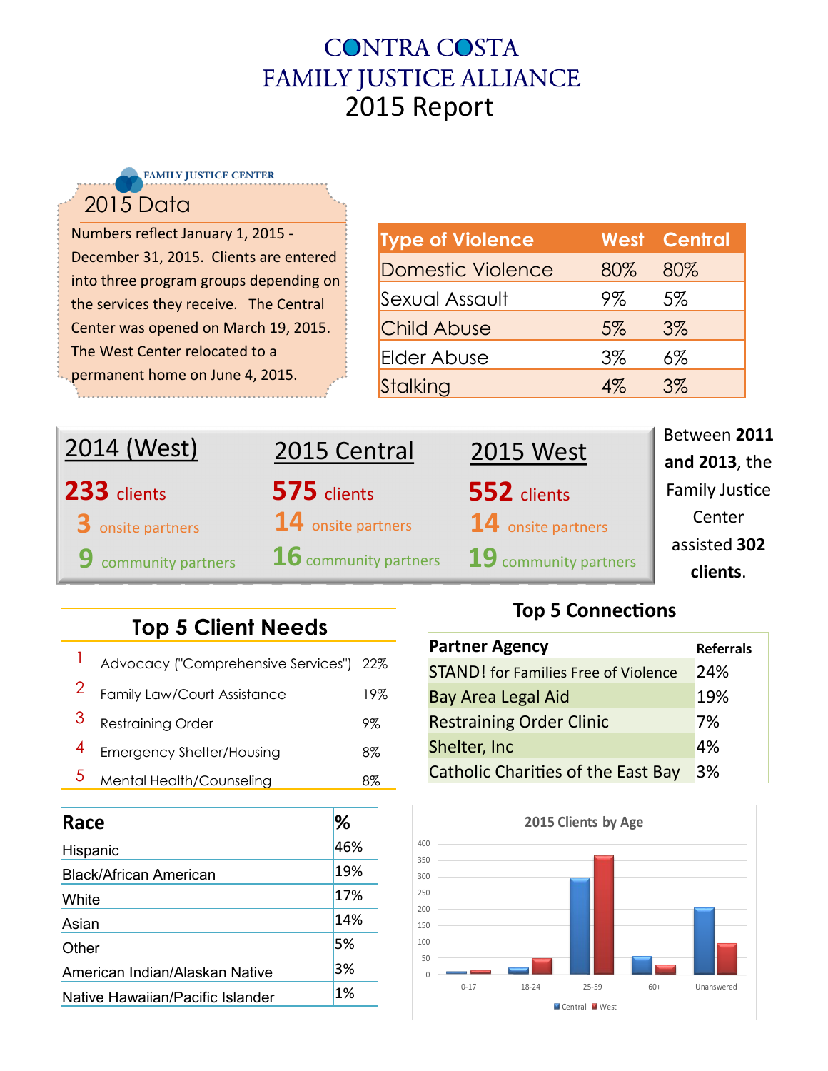# CONTRA COSTA FAMILY JUSTICE ALLIANCE

## 2015 Report

FAMILY JUSTICE CENTER

### 2015 Data

Numbers reflect January 1, 2015 - December 31, 2015. Clients are entered into three program groups depending on the services they receive. The Central Center was opened on March 19, 2015. The West Center relocated to a permanent home on June 4, 2015.

| Type of Violence | West | Central |
|---|---|---|
| Domestic Violence | 80% | 80% |
| Sexual Assault | 9% | 5% |
| Child Abuse | 5% | 3% |
| Elder Abuse | 3% | 6% |
| Stalking | 4% | 3% |

| 2014 (West) | 2015 Central | 2015 West |
|---|---|---|
| 233 clients | 575 clients | 552 clients |
| 3 onsite partners | 14 onsite partners | 14 onsite partners |
| 9 community partners | 16 community partners | 19 community partners |

Between **2011 and 2013**, the Family Justice Center assisted **302 clients**.

### Top 5 Client Needs

| # | Need | % |
|---|---|---|
| 1 | Advocacy ("Comprehensive Services") | 22% |
| 2 | Family Law/Court Assistance | 19% |
| 3 | Restraining Order | 9% |
| 4 | Emergency Shelter/Housing | 8% |
| 5 | Mental Health/Counseling | 8% |

### Top 5 Connections

| Partner Agency | Referrals |
|---|---|
| STAND! for Families Free of Violence | 24% |
| Bay Area Legal Aid | 19% |
| Restraining Order Clinic | 7% |
| Shelter, Inc | 4% |
| Catholic Charities of the East Bay | 3% |

| Race | % |
|---|---|
| Hispanic | 46% |
| Black/African American | 19% |
| White | 17% |
| Asian | 14% |
| Other | 5% |
| American Indian/Alaskan Native | 3% |
| Native Hawaiian/Pacific Islander | 1% |

**2015 Clients by Age**

| Age | Central | West |
|---|---|---|
| 0-17 | ~8 | ~10 |
| 18-24 | ~20 | ~48 |
| 25-59 | ~295 | ~360 |
| 60+ | ~55 | ~28 |
| Unanswered | ~203 | ~93 |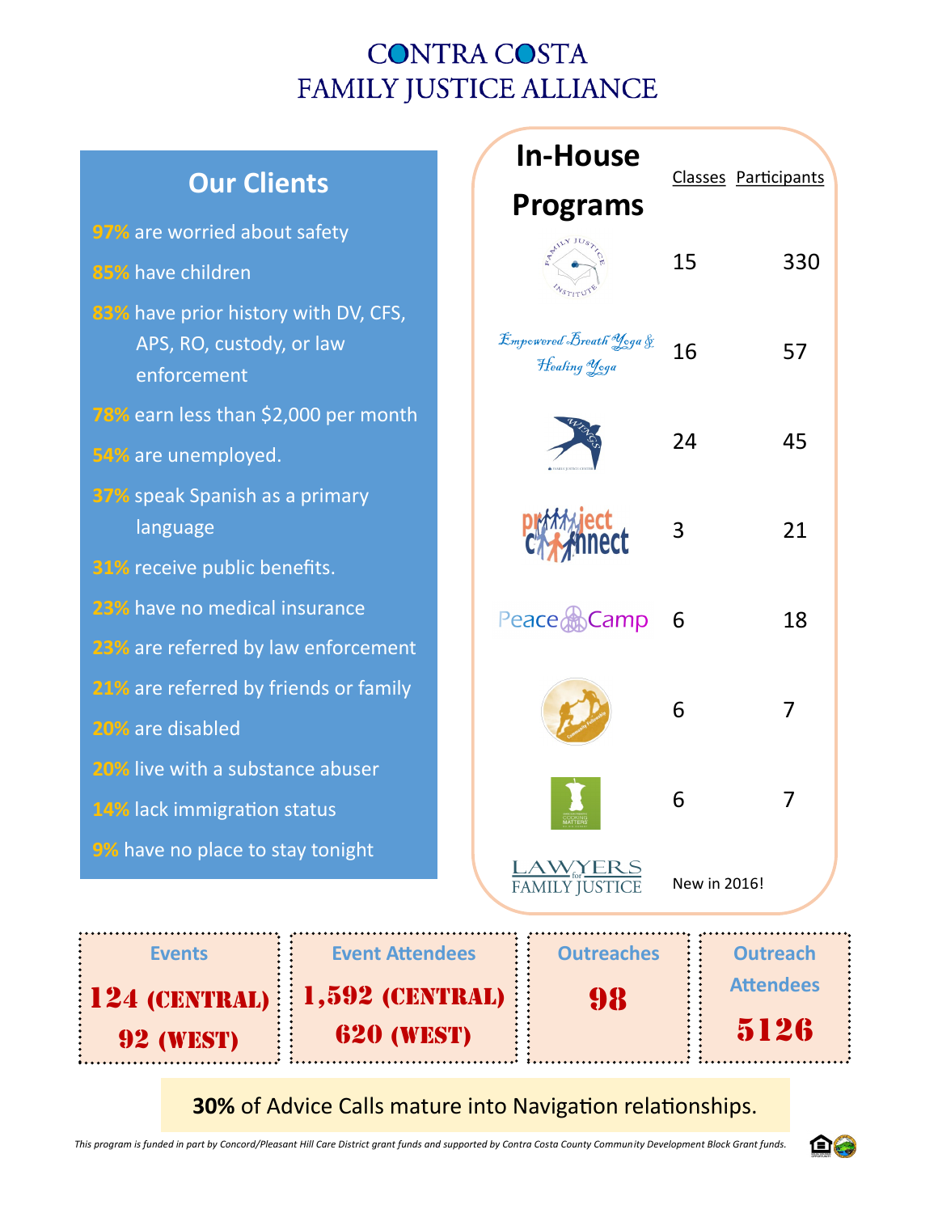# CONTRA COSTA FAMILY JUSTICE ALLIANCE

## Our Clients

- **97%** are worried about safety
- **85%** have children
- **83%** have prior history with DV, CFS, APS, RO, custody, or law enforcement
- **78%** earn less than $2,000 per month
- **54%** are unemployed.
- **37%** speak Spanish as a primary language
- **31%** receive public benefits.
- **23%** have no medical insurance
- **23%** are referred by law enforcement
- **21%** are referred by friends or family
- **20%** are disabled
- **20%** live with a substance abuser
- **14%** lack immigration status
- **9%** have no place to stay tonight

## In-House Programs

| | Classes | Participants |
|---|---|---|
| Family Justice Institute | 15 | 330 |
| Empowered Breath Yoga & Healing Yoga | 16 | 57 |
| Wings | 24 | 45 |
| Project Connect | 3 | 21 |
| Peace Camp | 6 | 18 |
| Community Fellowship | 6 | 7 |
| Cooking Matters | 6 | 7 |
| Lawyers for Family Justice | New in 2016! | |

| Events | Event Attendees | Outreaches | Outreach Attendees |
|---|---|---|---|
| 124 (Central) 92 (West) | 1,592 (Central) 620 (West) | 98 | 5126 |

**30%** of Advice Calls mature into Navigation relationships.

*This program is funded in part by Concord/Pleasant Hill Care District grant funds and supported by Contra Costa County Community Development Block Grant funds.*